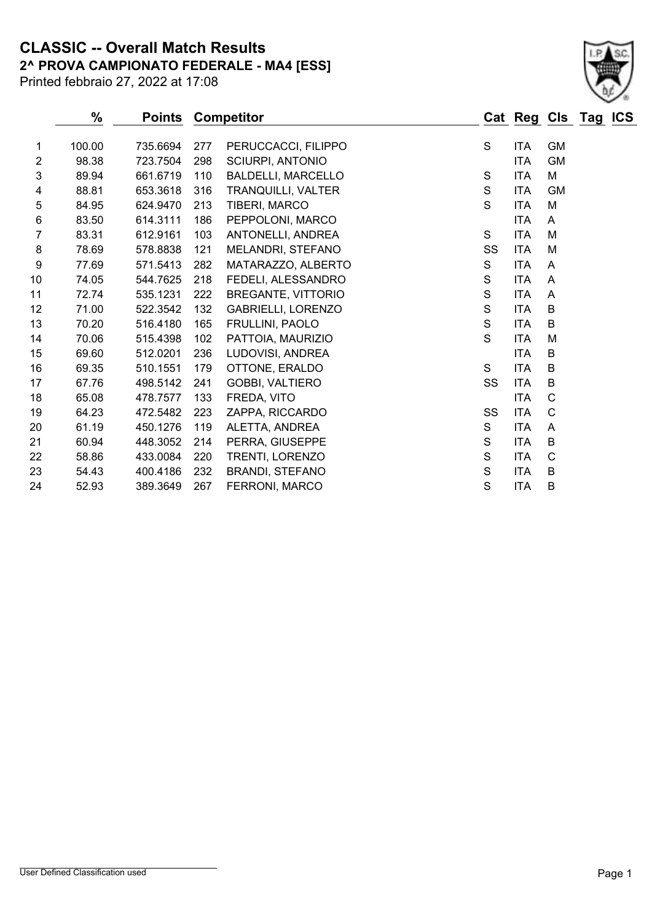# CLASSIC -- Overall Match Results

## 2^ PROVA CAMPIONATO FEDERALE - MA4 [ESS]

Printed febbraio 27, 2022 at 17:08

| | % | Points | Competitor | | Cat | Reg | Cls | Tag | ICS |
|---|---|---|---|---|---|---|---|---|---|
| 1 | 100.00 | 735.6694 | 277 | PERUCCACCI, FILIPPO | S | ITA | GM | | |
| 2 | 98.38 | 723.7504 | 298 | SCIURPI, ANTONIO | | ITA | GM | | |
| 3 | 89.94 | 661.6719 | 110 | BALDELLI, MARCELLO | S | ITA | M | | |
| 4 | 88.81 | 653.3618 | 316 | TRANQUILLI, VALTER | S | ITA | GM | | |
| 5 | 84.95 | 624.9470 | 213 | TIBERI, MARCO | S | ITA | M | | |
| 6 | 83.50 | 614.3111 | 186 | PEPPOLONI, MARCO | | ITA | A | | |
| 7 | 83.31 | 612.9161 | 103 | ANTONELLI, ANDREA | S | ITA | M | | |
| 8 | 78.69 | 578.8838 | 121 | MELANDRI, STEFANO | SS | ITA | M | | |
| 9 | 77.69 | 571.5413 | 282 | MATARAZZO, ALBERTO | S | ITA | A | | |
| 10 | 74.05 | 544.7625 | 218 | FEDELI, ALESSANDRO | S | ITA | A | | |
| 11 | 72.74 | 535.1231 | 222 | BREGANTE, VITTORIO | S | ITA | A | | |
| 12 | 71.00 | 522.3542 | 132 | GABRIELLI, LORENZO | S | ITA | B | | |
| 13 | 70.20 | 516.4180 | 165 | FRULLINI, PAOLO | S | ITA | B | | |
| 14 | 70.06 | 515.4398 | 102 | PATTOIA, MAURIZIO | S | ITA | M | | |
| 15 | 69.60 | 512.0201 | 236 | LUDOVISI, ANDREA | | ITA | B | | |
| 16 | 69.35 | 510.1551 | 179 | OTTONE, ERALDO | S | ITA | B | | |
| 17 | 67.76 | 498.5142 | 241 | GOBBI, VALTIERO | SS | ITA | B | | |
| 18 | 65.08 | 478.7577 | 133 | FREDA, VITO | | ITA | C | | |
| 19 | 64.23 | 472.5482 | 223 | ZAPPA, RICCARDO | SS | ITA | C | | |
| 20 | 61.19 | 450.1276 | 119 | ALETTA, ANDREA | S | ITA | A | | |
| 21 | 60.94 | 448.3052 | 214 | PERRA, GIUSEPPE | S | ITA | B | | |
| 22 | 58.86 | 433.0084 | 220 | TRENTI, LORENZO | S | ITA | C | | |
| 23 | 54.43 | 400.4186 | 232 | BRANDI, STEFANO | S | ITA | B | | |
| 24 | 52.93 | 389.3649 | 267 | FERRONI, MARCO | S | ITA | B | | |

User Defined Classification used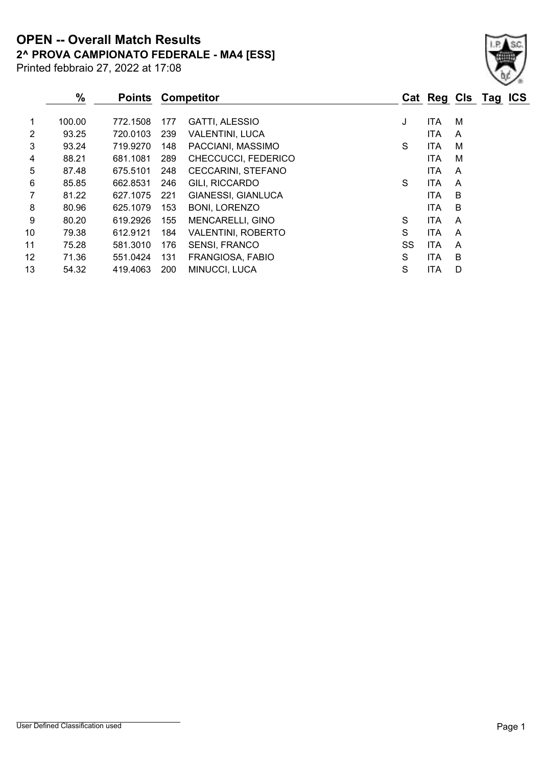# OPEN -- Overall Match Results

## 2^ PROVA CAMPIONATO FEDERALE - MA4 [ESS]

Printed febbraio 27, 2022 at 17:08

| | % | Points | | Competitor | Cat | Reg | Cls | Tag | ICS |
|---|---|---|---|---|---|---|---|---|---|
| 1 | 100.00 | 772.1508 | 177 | GATTI, ALESSIO | J | ITA | M | | |
| 2 | 93.25 | 720.0103 | 239 | VALENTINI, LUCA | | ITA | A | | |
| 3 | 93.24 | 719.9270 | 148 | PACCIANI, MASSIMO | S | ITA | M | | |
| 4 | 88.21 | 681.1081 | 289 | CHECCUCCI, FEDERICO | | ITA | M | | |
| 5 | 87.48 | 675.5101 | 248 | CECCARINI, STEFANO | | ITA | A | | |
| 6 | 85.85 | 662.8531 | 246 | GILI, RICCARDO | S | ITA | A | | |
| 7 | 81.22 | 627.1075 | 221 | GIANESSI, GIANLUCA | | ITA | B | | |
| 8 | 80.96 | 625.1079 | 153 | BONI, LORENZO | | ITA | B | | |
| 9 | 80.20 | 619.2926 | 155 | MENCARELLI, GINO | S | ITA | A | | |
| 10 | 79.38 | 612.9121 | 184 | VALENTINI, ROBERTO | S | ITA | A | | |
| 11 | 75.28 | 581.3010 | 176 | SENSI, FRANCO | SS | ITA | A | | |
| 12 | 71.36 | 551.0424 | 131 | FRANGIOSA, FABIO | S | ITA | B | | |
| 13 | 54.32 | 419.4063 | 200 | MINUCCI, LUCA | S | ITA | D | | |

User Defined Classification used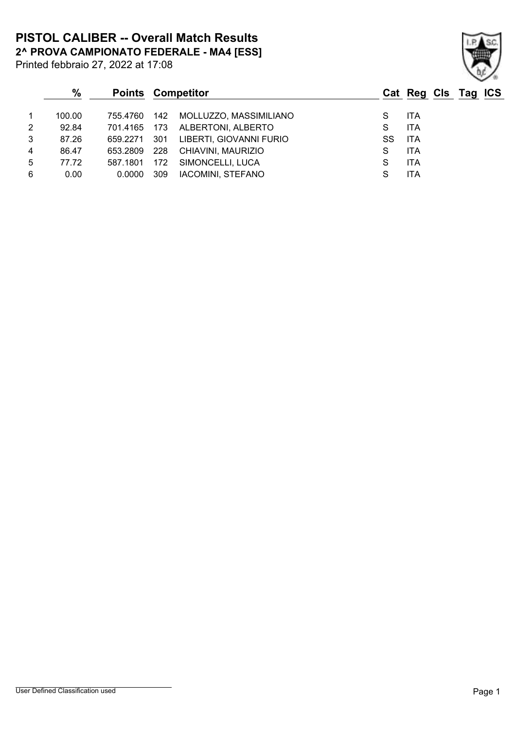# PISTOL CALIBER -- Overall Match Results

## 2^ PROVA CAMPIONATO FEDERALE - MA4 [ESS]

Printed febbraio 27, 2022 at 17:08

| | % | Points | | Competitor | Cat | Reg | Cls | Tag | ICS |
|---|---|---|---|---|---|---|---|---|---|
| 1 | 100.00 | 755.4760 | 142 | MOLLUZZO, MASSIMILIANO | S | ITA | | | |
| 2 | 92.84 | 701.4165 | 173 | ALBERTONI, ALBERTO | S | ITA | | | |
| 3 | 87.26 | 659.2271 | 301 | LIBERTI, GIOVANNI FURIO | SS | ITA | | | |
| 4 | 86.47 | 653.2809 | 228 | CHIAVINI, MAURIZIO | S | ITA | | | |
| 5 | 77.72 | 587.1801 | 172 | SIMONCELLI, LUCA | S | ITA | | | |
| 6 | 0.00 | 0.0000 | 309 | IACOMINI, STEFANO | S | ITA | | | |

User Defined Classification used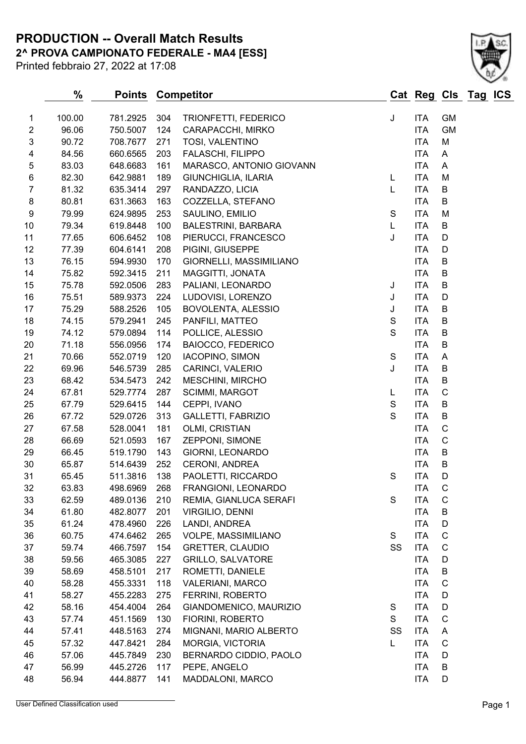# PRODUCTION -- Overall Match Results

## 2^ PROVA CAMPIONATO FEDERALE - MA4 [ESS]

Printed febbraio 27, 2022 at 17:08

| | % | Points | Competitor | | Cat | Reg | Cls | Tag | ICS |
|---|---|---|---|---|---|---|---|---|---|
| 1 | 100.00 | 781.2925 | 304 | TRIONFETTI, FEDERICO | J | ITA | GM | | |
| 2 | 96.06 | 750.5007 | 124 | CARAPACCHI, MIRKO | | ITA | GM | | |
| 3 | 90.72 | 708.7677 | 271 | TOSI, VALENTINO | | ITA | M | | |
| 4 | 84.56 | 660.6565 | 203 | FALASCHI, FILIPPO | | ITA | A | | |
| 5 | 83.03 | 648.6683 | 161 | MARASCO, ANTONIO GIOVANN | | ITA | A | | |
| 6 | 82.30 | 642.9881 | 189 | GIUNCHIGLIA, ILARIA | L | ITA | M | | |
| 7 | 81.32 | 635.3414 | 297 | RANDAZZO, LICIA | L | ITA | B | | |
| 8 | 80.81 | 631.3663 | 163 | COZZELLA, STEFANO | | ITA | B | | |
| 9 | 79.99 | 624.9895 | 253 | SAULINO, EMILIO | S | ITA | M | | |
| 10 | 79.34 | 619.8448 | 100 | BALESTRINI, BARBARA | L | ITA | B | | |
| 11 | 77.65 | 606.6452 | 108 | PIERUCCI, FRANCESCO | J | ITA | D | | |
| 12 | 77.39 | 604.6141 | 208 | PIGINI, GIUSEPPE | | ITA | D | | |
| 13 | 76.15 | 594.9930 | 170 | GIORNELLI, MASSIMILIANO | | ITA | B | | |
| 14 | 75.82 | 592.3415 | 211 | MAGGITTI, JONATA | | ITA | B | | |
| 15 | 75.78 | 592.0506 | 283 | PALIANI, LEONARDO | J | ITA | B | | |
| 16 | 75.51 | 589.9373 | 224 | LUDOVISI, LORENZO | J | ITA | D | | |
| 17 | 75.29 | 588.2526 | 105 | BOVOLENTA, ALESSIO | J | ITA | B | | |
| 18 | 74.15 | 579.2941 | 245 | PANFILI, MATTEO | S | ITA | B | | |
| 19 | 74.12 | 579.0894 | 114 | POLLICE, ALESSIO | S | ITA | B | | |
| 20 | 71.18 | 556.0956 | 174 | BAIOCCO, FEDERICO | | ITA | B | | |
| 21 | 70.66 | 552.0719 | 120 | IACOPINO, SIMON | S | ITA | A | | |
| 22 | 69.96 | 546.5739 | 285 | CARINCI, VALERIO | J | ITA | B | | |
| 23 | 68.42 | 534.5473 | 242 | MESCHINI, MIRCHO | | ITA | B | | |
| 24 | 67.81 | 529.7774 | 287 | SCIMMI, MARGOT | L | ITA | C | | |
| 25 | 67.79 | 529.6415 | 144 | CEPPI, IVANO | S | ITA | B | | |
| 26 | 67.72 | 529.0726 | 313 | GALLETTI, FABRIZIO | S | ITA | B | | |
| 27 | 67.58 | 528.0041 | 181 | OLMI, CRISTIAN | | ITA | C | | |
| 28 | 66.69 | 521.0593 | 167 | ZEPPONI, SIMONE | | ITA | C | | |
| 29 | 66.45 | 519.1790 | 143 | GIORNI, LEONARDO | | ITA | B | | |
| 30 | 65.87 | 514.6439 | 252 | CERONI, ANDREA | | ITA | B | | |
| 31 | 65.45 | 511.3816 | 138 | PAOLETTI, RICCARDO | S | ITA | D | | |
| 32 | 63.83 | 498.6969 | 268 | FRANGIONI, LEONARDO | | ITA | C | | |
| 33 | 62.59 | 489.0136 | 210 | REMIA, GIANLUCA SERAFI | S | ITA | C | | |
| 34 | 61.80 | 482.8077 | 201 | VIRGILIO, DENNI | | ITA | B | | |
| 35 | 61.24 | 478.4960 | 226 | LANDI, ANDREA | | ITA | D | | |
| 36 | 60.75 | 474.6462 | 265 | VOLPE, MASSIMILIANO | S | ITA | C | | |
| 37 | 59.74 | 466.7597 | 154 | GRETTER, CLAUDIO | SS | ITA | C | | |
| 38 | 59.56 | 465.3085 | 227 | GRILLO, SALVATORE | | ITA | D | | |
| 39 | 58.69 | 458.5101 | 217 | ROMETTI, DANIELE | | ITA | B | | |
| 40 | 58.28 | 455.3331 | 118 | VALERIANI, MARCO | | ITA | C | | |
| 41 | 58.27 | 455.2283 | 275 | FERRINI, ROBERTO | | ITA | D | | |
| 42 | 58.16 | 454.4004 | 264 | GIANDOMENICO, MAURIZIO | S | ITA | D | | |
| 43 | 57.74 | 451.1569 | 130 | FIORINI, ROBERTO | S | ITA | C | | |
| 44 | 57.41 | 448.5163 | 274 | MIGNANI, MARIO ALBERTO | SS | ITA | A | | |
| 45 | 57.32 | 447.8421 | 284 | MORGIA, VICTORIA | L | ITA | C | | |
| 46 | 57.06 | 445.7849 | 230 | BERNARDO CIDDIO, PAOLO | | ITA | D | | |
| 47 | 56.99 | 445.2726 | 117 | PEPE, ANGELO | | ITA | B | | |
| 48 | 56.94 | 444.8877 | 141 | MADDALONI, MARCO | | ITA | D | | |

User Defined Classification used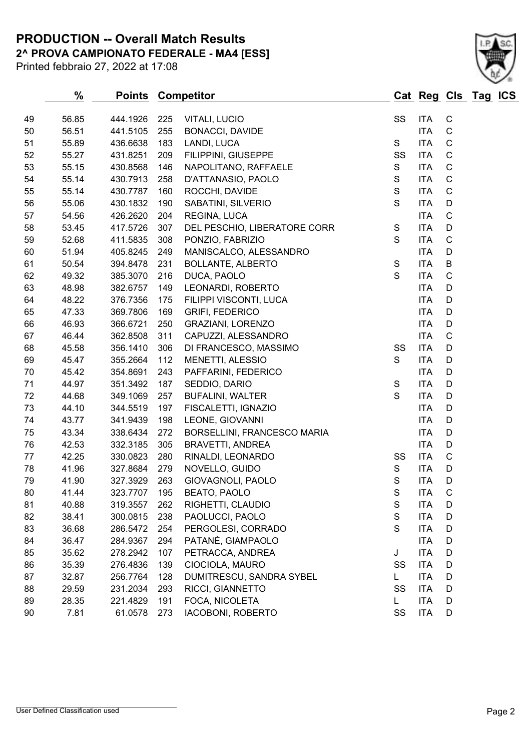# PRODUCTION -- Overall Match Results

## 2^ PROVA CAMPIONATO FEDERALE - MA4 [ESS]

Printed febbraio 27, 2022 at 17:08

| | % | Points | Competitor | | Cat | Reg | Cls | Tag | ICS |
|---|---|---|---|---|---|---|---|---|---|
| 49 | 56.85 | 444.1926 | 225 | VITALI, LUCIO | SS | ITA | C | | |
| 50 | 56.51 | 441.5105 | 255 | BONACCI, DAVIDE | | ITA | C | | |
| 51 | 55.89 | 436.6638 | 183 | LANDI, LUCA | S | ITA | C | | |
| 52 | 55.27 | 431.8251 | 209 | FILIPPINI, GIUSEPPE | SS | ITA | C | | |
| 53 | 55.15 | 430.8568 | 146 | NAPOLITANO, RAFFAELE | S | ITA | C | | |
| 54 | 55.14 | 430.7913 | 258 | D'ATTANASIO, PAOLO | S | ITA | C | | |
| 55 | 55.14 | 430.7787 | 160 | ROCCHI, DAVIDE | S | ITA | C | | |
| 56 | 55.06 | 430.1832 | 190 | SABATINI, SILVERIO | S | ITA | D | | |
| 57 | 54.56 | 426.2620 | 204 | REGINA, LUCA | | ITA | C | | |
| 58 | 53.45 | 417.5726 | 307 | DEL PESCHIO, LIBERATORE CORR | S | ITA | D | | |
| 59 | 52.68 | 411.5835 | 308 | PONZIO, FABRIZIO | S | ITA | C | | |
| 60 | 51.94 | 405.8245 | 249 | MANISCALCO, ALESSANDRO | | ITA | D | | |
| 61 | 50.54 | 394.8478 | 231 | BOLLANTE, ALBERTO | S | ITA | B | | |
| 62 | 49.32 | 385.3070 | 216 | DUCA, PAOLO | S | ITA | C | | |
| 63 | 48.98 | 382.6757 | 149 | LEONARDI, ROBERTO | | ITA | D | | |
| 64 | 48.22 | 376.7356 | 175 | FILIPPI VISCONTI, LUCA | | ITA | D | | |
| 65 | 47.33 | 369.7806 | 169 | GRIFI, FEDERICO | | ITA | D | | |
| 66 | 46.93 | 366.6721 | 250 | GRAZIANI, LORENZO | | ITA | D | | |
| 67 | 46.44 | 362.8508 | 311 | CAPUZZI, ALESSANDRO | | ITA | C | | |
| 68 | 45.58 | 356.1410 | 306 | DI FRANCESCO, MASSIMO | SS | ITA | D | | |
| 69 | 45.47 | 355.2664 | 112 | MENETTI, ALESSIO | S | ITA | D | | |
| 70 | 45.42 | 354.8691 | 243 | PAFFARINI, FEDERICO | | ITA | D | | |
| 71 | 44.97 | 351.3492 | 187 | SEDDIO, DARIO | S | ITA | D | | |
| 72 | 44.68 | 349.1069 | 257 | BUFALINI, WALTER | S | ITA | D | | |
| 73 | 44.10 | 344.5519 | 197 | FISCALETTI, IGNAZIO | | ITA | D | | |
| 74 | 43.77 | 341.9439 | 198 | LEONE, GIOVANNI | | ITA | D | | |
| 75 | 43.34 | 338.6434 | 272 | BORSELLINI, FRANCESCO MARIA | | ITA | D | | |
| 76 | 42.53 | 332.3185 | 305 | BRAVETTI, ANDREA | | ITA | D | | |
| 77 | 42.25 | 330.0823 | 280 | RINALDI, LEONARDO | SS | ITA | C | | |
| 78 | 41.96 | 327.8684 | 279 | NOVELLO, GUIDO | S | ITA | D | | |
| 79 | 41.90 | 327.3929 | 263 | GIOVAGNOLI, PAOLO | S | ITA | D | | |
| 80 | 41.44 | 323.7707 | 195 | BEATO, PAOLO | S | ITA | C | | |
| 81 | 40.88 | 319.3557 | 262 | RIGHETTI, CLAUDIO | S | ITA | D | | |
| 82 | 38.41 | 300.0815 | 238 | PAOLUCCI, PAOLO | S | ITA | D | | |
| 83 | 36.68 | 286.5472 | 254 | PERGOLESI, CORRADO | S | ITA | D | | |
| 84 | 36.47 | 284.9367 | 294 | PATANÈ, GIAMPAOLO | | ITA | D | | |
| 85 | 35.62 | 278.2942 | 107 | PETRACCA, ANDREA | J | ITA | D | | |
| 86 | 35.39 | 276.4836 | 139 | CIOCIOLA, MAURO | SS | ITA | D | | |
| 87 | 32.87 | 256.7764 | 128 | DUMITRESCU, SANDRA SYBEL | L | ITA | D | | |
| 88 | 29.59 | 231.2034 | 293 | RICCI, GIANNETTO | SS | ITA | D | | |
| 89 | 28.35 | 221.4829 | 191 | FOCA, NICOLETA | L | ITA | D | | |
| 90 | 7.81 | 61.0578 | 273 | IACOBONI, ROBERTO | SS | ITA | D | | |

User Defined Classification used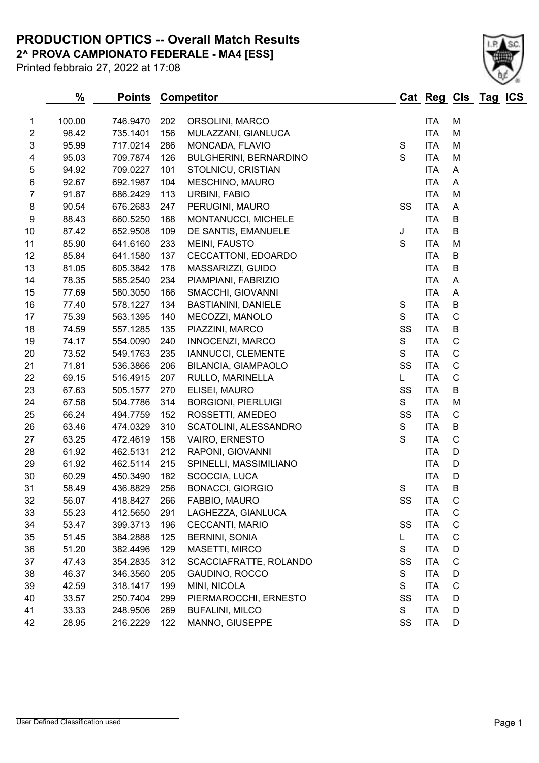# PRODUCTION OPTICS -- Overall Match Results

## 2^ PROVA CAMPIONATO FEDERALE - MA4 [ESS]

Printed febbraio 27, 2022 at 17:08

| | % | Points | Competitor | | Cat | Reg | Cls | Tag | ICS |
|---|---|---|---|---|---|---|---|---|---|
| 1 | 100.00 | 746.9470 | 202 | ORSOLINI, MARCO | | ITA | M | | |
| 2 | 98.42 | 735.1401 | 156 | MULAZZANI, GIANLUCA | | ITA | M | | |
| 3 | 95.99 | 717.0214 | 286 | MONCADA, FLAVIO | S | ITA | M | | |
| 4 | 95.03 | 709.7874 | 126 | BULGHERINI, BERNARDINO | S | ITA | M | | |
| 5 | 94.92 | 709.0227 | 101 | STOLNICU, CRISTIAN | | ITA | A | | |
| 6 | 92.67 | 692.1987 | 104 | MESCHINO, MAURO | | ITA | A | | |
| 7 | 91.87 | 686.2429 | 113 | URBINI, FABIO | | ITA | M | | |
| 8 | 90.54 | 676.2683 | 247 | PERUGINI, MAURO | SS | ITA | A | | |
| 9 | 88.43 | 660.5250 | 168 | MONTANUCCI, MICHELE | | ITA | B | | |
| 10 | 87.42 | 652.9508 | 109 | DE SANTIS, EMANUELE | J | ITA | B | | |
| 11 | 85.90 | 641.6160 | 233 | MEINI, FAUSTO | S | ITA | M | | |
| 12 | 85.84 | 641.1580 | 137 | CECCATTONI, EDOARDO | | ITA | B | | |
| 13 | 81.05 | 605.3842 | 178 | MASSARIZZI, GUIDO | | ITA | B | | |
| 14 | 78.35 | 585.2540 | 234 | PIAMPIANI, FABRIZIO | | ITA | A | | |
| 15 | 77.69 | 580.3050 | 166 | SMACCHI, GIOVANNI | | ITA | A | | |
| 16 | 77.40 | 578.1227 | 134 | BASTIANINI, DANIELE | S | ITA | B | | |
| 17 | 75.39 | 563.1395 | 140 | MECOZZI, MANOLO | S | ITA | C | | |
| 18 | 74.59 | 557.1285 | 135 | PIAZZINI, MARCO | SS | ITA | B | | |
| 19 | 74.17 | 554.0090 | 240 | INNOCENZI, MARCO | S | ITA | C | | |
| 20 | 73.52 | 549.1763 | 235 | IANNUCCI, CLEMENTE | S | ITA | C | | |
| 21 | 71.81 | 536.3866 | 206 | BILANCIA, GIAMPAOLO | SS | ITA | C | | |
| 22 | 69.15 | 516.4915 | 207 | RULLO, MARINELLA | L | ITA | C | | |
| 23 | 67.63 | 505.1577 | 270 | ELISEI, MAURO | SS | ITA | B | | |
| 24 | 67.58 | 504.7786 | 314 | BORGIONI, PIERLUIGI | S | ITA | M | | |
| 25 | 66.24 | 494.7759 | 152 | ROSSETTI, AMEDEO | SS | ITA | C | | |
| 26 | 63.46 | 474.0329 | 310 | SCATOLINI, ALESSANDRO | S | ITA | B | | |
| 27 | 63.25 | 472.4619 | 158 | VAIRO, ERNESTO | S | ITA | C | | |
| 28 | 61.92 | 462.5131 | 212 | RAPONI, GIOVANNI | | ITA | D | | |
| 29 | 61.92 | 462.5114 | 215 | SPINELLI, MASSIMILIANO | | ITA | D | | |
| 30 | 60.29 | 450.3490 | 182 | SCOCCIA, LUCA | | ITA | D | | |
| 31 | 58.49 | 436.8829 | 256 | BONACCI, GIORGIO | S | ITA | B | | |
| 32 | 56.07 | 418.8427 | 266 | FABBIO, MAURO | SS | ITA | C | | |
| 33 | 55.23 | 412.5650 | 291 | LAGHEZZA, GIANLUCA | | ITA | C | | |
| 34 | 53.47 | 399.3713 | 196 | CECCANTI, MARIO | SS | ITA | C | | |
| 35 | 51.45 | 384.2888 | 125 | BERNINI, SONIA | L | ITA | C | | |
| 36 | 51.20 | 382.4496 | 129 | MASETTI, MIRCO | S | ITA | D | | |
| 37 | 47.43 | 354.2835 | 312 | SCACCIAFRATTE, ROLANDO | SS | ITA | C | | |
| 38 | 46.37 | 346.3560 | 205 | GAUDINO, ROCCO | S | ITA | D | | |
| 39 | 42.59 | 318.1417 | 199 | MINI, NICOLA | S | ITA | C | | |
| 40 | 33.57 | 250.7404 | 299 | PIERMAROCCHI, ERNESTO | SS | ITA | D | | |
| 41 | 33.33 | 248.9506 | 269 | BUFALINI, MILCO | S | ITA | D | | |
| 42 | 28.95 | 216.2229 | 122 | MANNO, GIUSEPPE | SS | ITA | D | | |

User Defined Classification used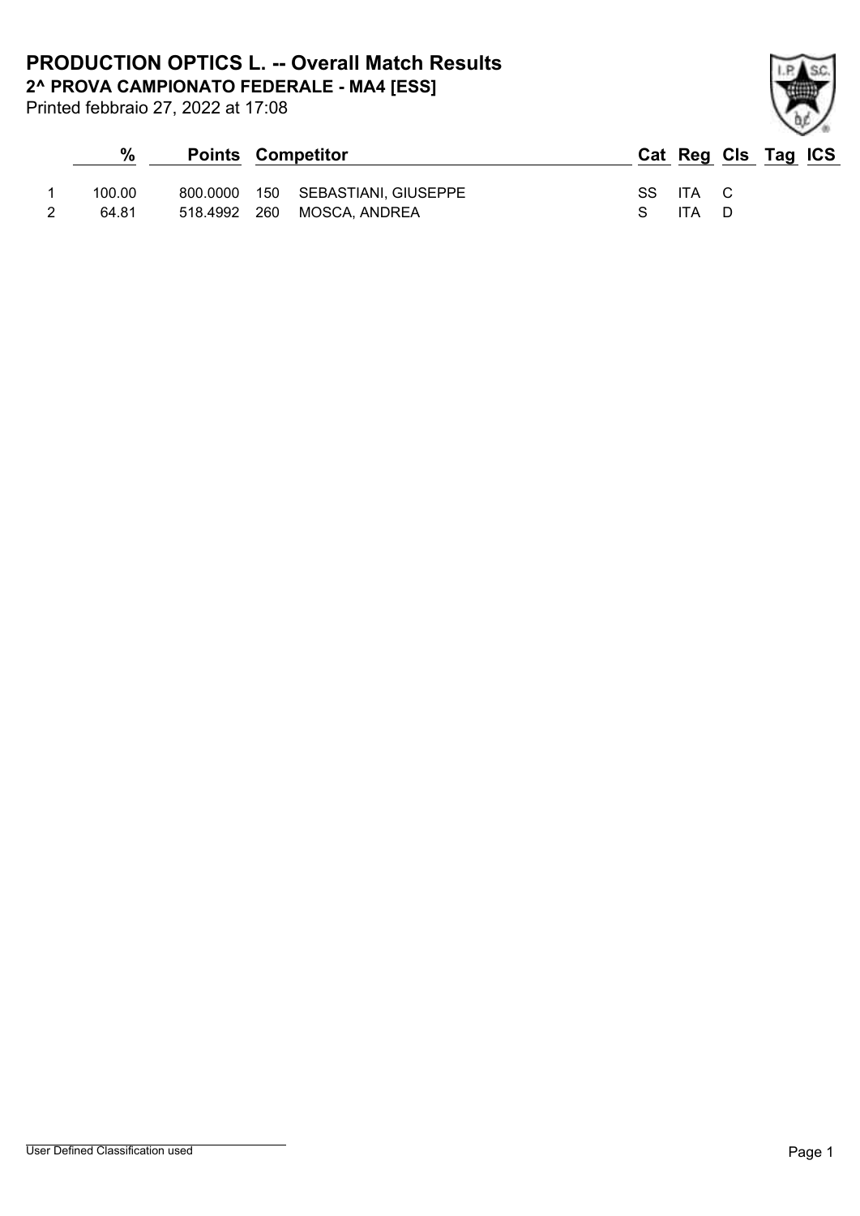# PRODUCTION OPTICS L. -- Overall Match Results

## 2^ PROVA CAMPIONATO FEDERALE - MA4 [ESS]

Printed febbraio 27, 2022 at 17:08

| | % | Points | | Competitor | Cat | Reg | Cls | Tag | ICS |
|---|---|---|---|---|---|---|---|---|---|
| 1 | 100.00 | 800.0000 | 150 | SEBASTIANI, GIUSEPPE | SS | ITA | C | | |
| 2 | 64.81 | 518.4992 | 260 | MOSCA, ANDREA | S | ITA | D | | |

User Defined Classification used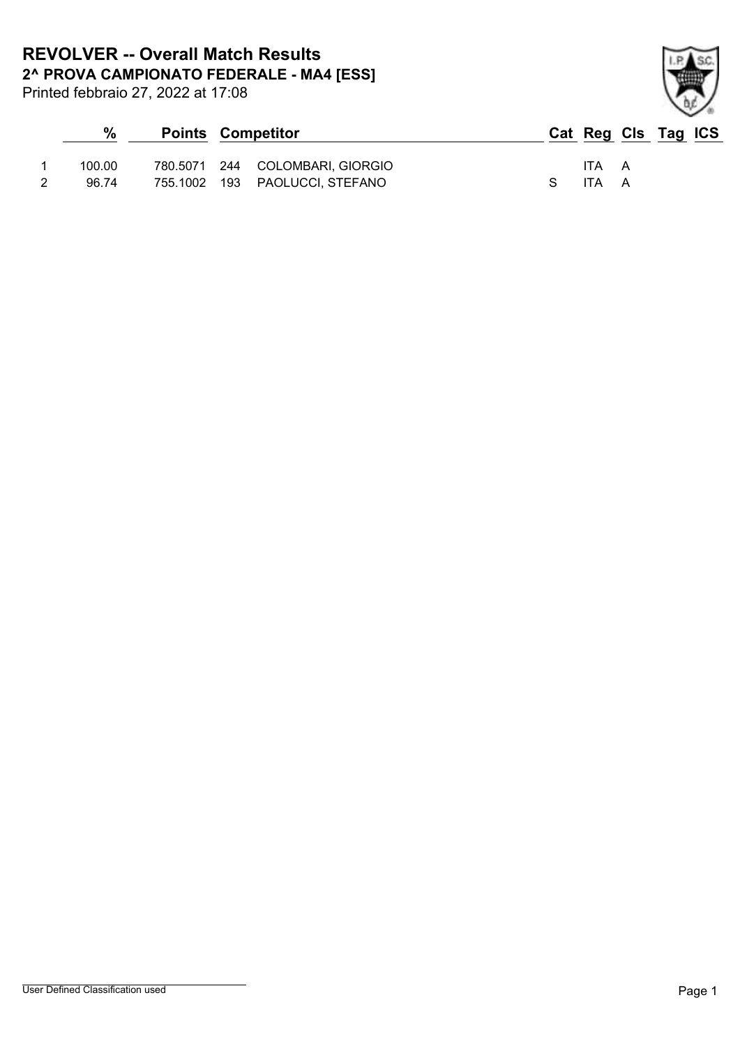# REVOLVER -- Overall Match Results

## 2^ PROVA CAMPIONATO FEDERALE - MA4 [ESS]

Printed febbraio 27, 2022 at 17:08

| | % | Points | | Competitor | Cat | Reg | Cls | Tag | ICS |
|---|---|---|---|---|---|---|---|---|---|
| 1 | 100.00 | 780.5071 | 244 | COLOMBARI, GIORGIO | | ITA | A | | |
| 2 | 96.74 | 755.1002 | 193 | PAOLUCCI, STEFANO | S | ITA | A | | |

User Defined Classification used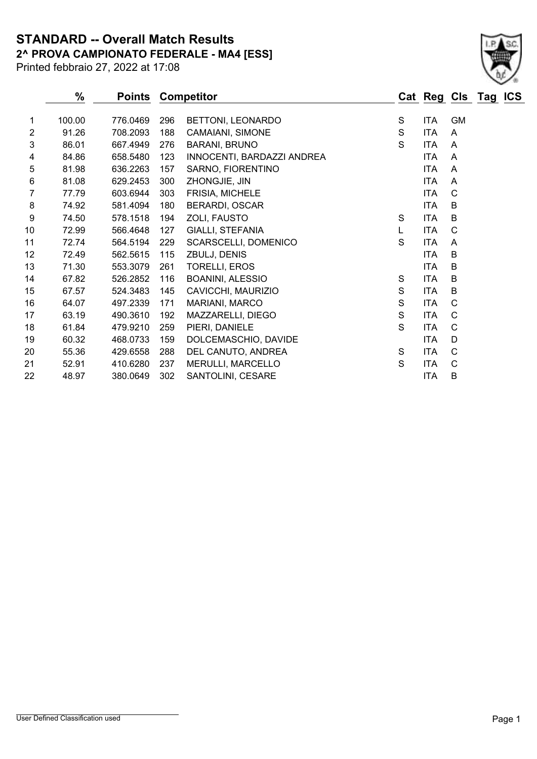# STANDARD -- Overall Match Results

## 2^ PROVA CAMPIONATO FEDERALE - MA4 [ESS]

Printed febbraio 27, 2022 at 17:08

| | % | Points | Competitor | | Cat | Reg | Cls | Tag | ICS |
|---|---|---|---|---|---|---|---|---|---|
| 1 | 100.00 | 776.0469 | 296 | BETTONI, LEONARDO | S | ITA | GM | | |
| 2 | 91.26 | 708.2093 | 188 | CAMAIANI, SIMONE | S | ITA | A | | |
| 3 | 86.01 | 667.4949 | 276 | BARANI, BRUNO | S | ITA | A | | |
| 4 | 84.86 | 658.5480 | 123 | INNOCENTI, BARDAZZI ANDREA | | ITA | A | | |
| 5 | 81.98 | 636.2263 | 157 | SARNO, FIORENTINO | | ITA | A | | |
| 6 | 81.08 | 629.2453 | 300 | ZHONGJIE, JIN | | ITA | A | | |
| 7 | 77.79 | 603.6944 | 303 | FRISIA, MICHELE | | ITA | C | | |
| 8 | 74.92 | 581.4094 | 180 | BERARDI, OSCAR | | ITA | B | | |
| 9 | 74.50 | 578.1518 | 194 | ZOLI, FAUSTO | S | ITA | B | | |
| 10 | 72.99 | 566.4648 | 127 | GIALLI, STEFANIA | L | ITA | C | | |
| 11 | 72.74 | 564.5194 | 229 | SCARSCELLI, DOMENICO | S | ITA | A | | |
| 12 | 72.49 | 562.5615 | 115 | ZBULJ, DENIS | | ITA | B | | |
| 13 | 71.30 | 553.3079 | 261 | TORELLI, EROS | | ITA | B | | |
| 14 | 67.82 | 526.2852 | 116 | BOANINI, ALESSIO | S | ITA | B | | |
| 15 | 67.57 | 524.3483 | 145 | CAVICCHI, MAURIZIO | S | ITA | B | | |
| 16 | 64.07 | 497.2339 | 171 | MARIANI, MARCO | S | ITA | C | | |
| 17 | 63.19 | 490.3610 | 192 | MAZZARELLI, DIEGO | S | ITA | C | | |
| 18 | 61.84 | 479.9210 | 259 | PIERI, DANIELE | S | ITA | C | | |
| 19 | 60.32 | 468.0733 | 159 | DOLCEMASCHIO, DAVIDE | | ITA | D | | |
| 20 | 55.36 | 429.6558 | 288 | DEL CANUTO, ANDREA | S | ITA | C | | |
| 21 | 52.91 | 410.6280 | 237 | MERULLI, MARCELLO | S | ITA | C | | |
| 22 | 48.97 | 380.0649 | 302 | SANTOLINI, CESARE | | ITA | B | | |

User Defined Classification used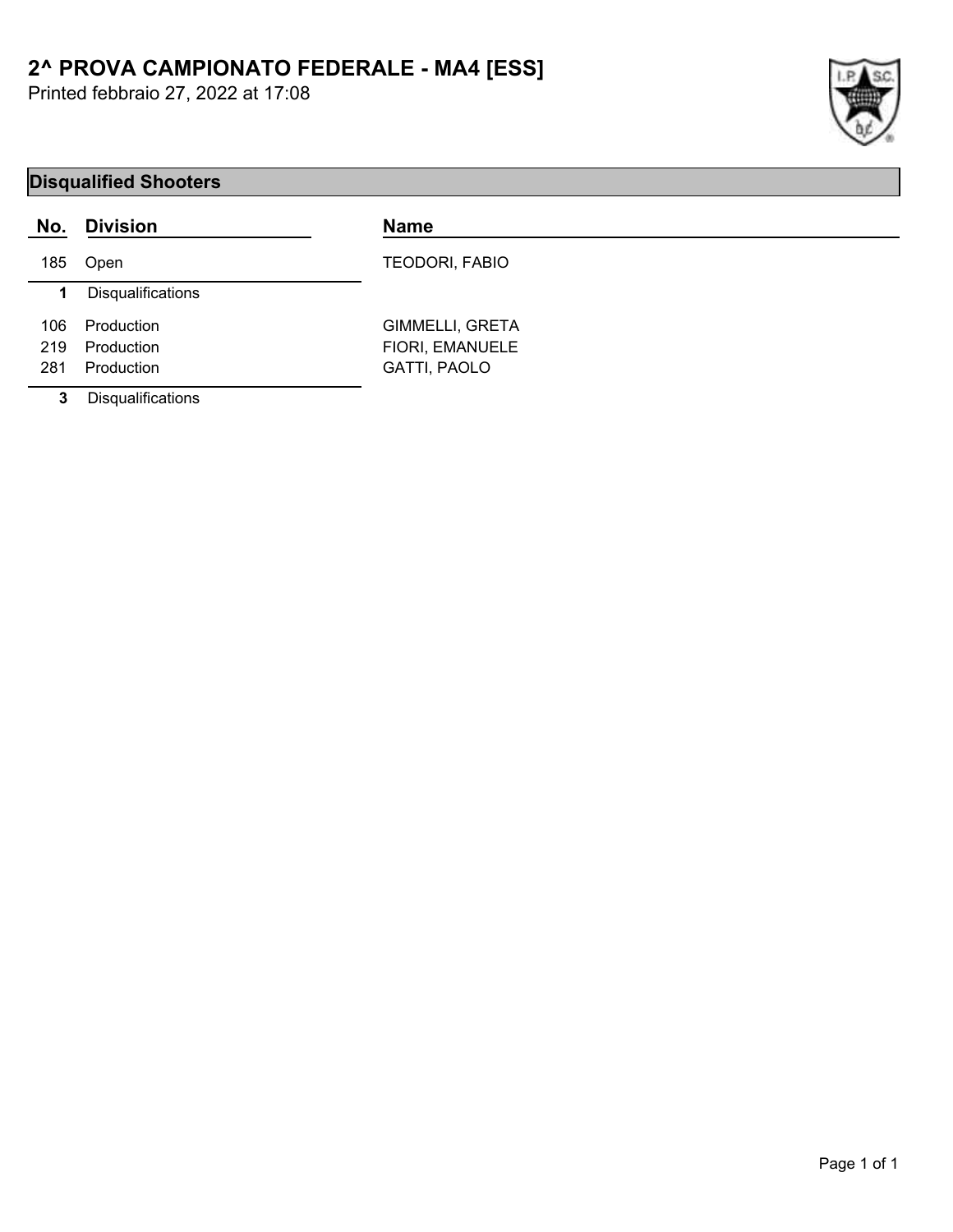# 2^ PROVA CAMPIONATO FEDERALE - MA4 [ESS]

Printed febbraio 27, 2022 at 17:08

## Disqualified Shooters

| No. | Division | Name |
|---|---|---|
| 185 | Open | TEODORI, FABIO |
| **1** | Disqualifications | |
| 106 | Production | GIMMELLI, GRETA |
| 219 | Production | FIORI, EMANUELE |
| 281 | Production | GATTI, PAOLO |
| **3** | Disqualifications | |